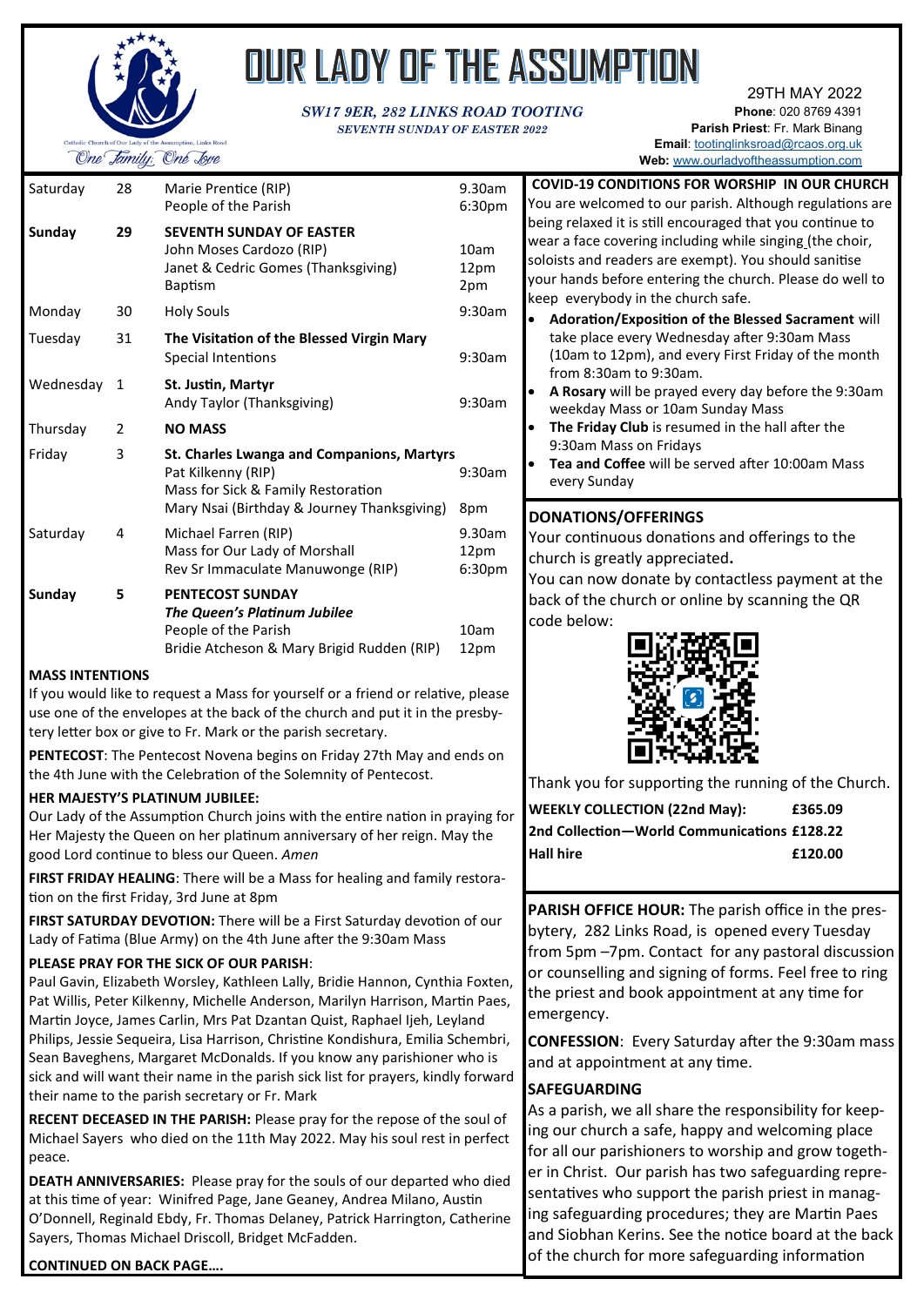# OUR LADY OF THE ASSUMPTION

Catholic Church of Our Lady of the Assumption, Links Road

*One Family, One Love*

*SW17 9ER, 282 LINKS ROAD TOOTING*

*SEVENTH SUNDAY OF EASTER 2022*

29TH MAY 2022

**Phone**: 020 8769 4391

**Parish Priest**: Fr. Mark Binang

**Email**: tootinglinksroad@rcaos.org.uk

**Web:** www.ourladyoftheassumption.com

| | | | |
|---|---|---|---|
| Saturday | 28 | Marie Prentice (RIP)<br>People of the Parish | 9.30am<br>6:30pm |
| **Sunday** | **29** | **SEVENTH SUNDAY OF EASTER**<br>John Moses Cardozo (RIP)<br>Janet & Cedric Gomes (Thanksgiving)<br>Baptism | <br>10am<br>12pm<br>2pm |
| Monday | 30 | Holy Souls | 9:30am |
| Tuesday | 31 | **The Visitation of the Blessed Virgin Mary**<br>Special Intentions | <br>9:30am |
| Wednesday | 1 | **St. Justin, Martyr**<br>Andy Taylor (Thanksgiving) | <br>9:30am |
| Thursday | 2 | **NO MASS** | |
| Friday | 3 | **St. Charles Lwanga and Companions, Martyrs**<br>Pat Kilkenny (RIP)<br>Mass for Sick & Family Restoration<br>Mary Nsai (Birthday & Journey Thanksgiving) | <br>9:30am<br><br>8pm |
| Saturday | 4 | Michael Farren (RIP)<br>Mass for Our Lady of Morshall<br>Rev Sr Immaculate Manuwonge (RIP) | 9.30am<br>12pm<br>6:30pm |
| **Sunday** | **5** | **PENTECOST SUNDAY**<br>***The Queen's Platinum Jubilee***<br>People of the Parish<br>Bridie Atcheson & Mary Brigid Rudden (RIP) | <br><br>10am<br>12pm |

**MASS INTENTIONS**

If you would like to request a Mass for yourself or a friend or relative, please use one of the envelopes at the back of the church and put it in the presbytery letter box or give to Fr. Mark or the parish secretary.

**PENTECOST**: The Pentecost Novena begins on Friday 27th May and ends on the 4th June with the Celebration of the Solemnity of Pentecost.

**HER MAJESTY'S PLATINUM JUBILEE:**

Our Lady of the Assumption Church joins with the entire nation in praying for Her Majesty the Queen on her platinum anniversary of her reign. May the good Lord continue to bless our Queen. *Amen*

**FIRST FRIDAY HEALING**: There will be a Mass for healing and family restoration on the first Friday, 3rd June at 8pm

**FIRST SATURDAY DEVOTION:** There will be a First Saturday devotion of our Lady of Fatima (Blue Army) on the 4th June after the 9:30am Mass

**PLEASE PRAY FOR THE SICK OF OUR PARISH**:

Paul Gavin, Elizabeth Worsley, Kathleen Lally, Bridie Hannon, Cynthia Foxten, Pat Willis, Peter Kilkenny, Michelle Anderson, Marilyn Harrison, Martin Paes, Martin Joyce, James Carlin, Mrs Pat Dzantan Quist, Raphael Ijeh, Leyland Philips, Jessie Sequeira, Lisa Harrison, Christine Kondishura, Emilia Schembri, Sean Baveghens, Margaret McDonalds. If you know any parishioner who is sick and will want their name in the parish sick list for prayers, kindly forward their name to the parish secretary or Fr. Mark

**RECENT DECEASED IN THE PARISH:** Please pray for the repose of the soul of Michael Sayers who died on the 11th May 2022. May his soul rest in perfect peace.

**DEATH ANNIVERSARIES:** Please pray for the souls of our departed who died at this time of year: Winifred Page, Jane Geaney, Andrea Milano, Austin O'Donnell, Reginald Ebdy, Fr. Thomas Delaney, Patrick Harrington, Catherine Sayers, Thomas Michael Driscoll, Bridget McFadden.

**CONTINUED ON BACK PAGE….**

**COVID-19 CONDITIONS FOR WORSHIP IN OUR CHURCH**

You are welcomed to our parish. Although regulations are being relaxed it is still encouraged that you continue to wear a face covering including while singing (the choir, soloists and readers are exempt). You should sanitise your hands before entering the church. Please do well to keep everybody in the church safe.

- **Adoration/Exposition of the Blessed Sacrament** will take place every Wednesday after 9:30am Mass (10am to 12pm), and every First Friday of the month from 8:30am to 9:30am.
- **A Rosary** will be prayed every day before the 9:30am weekday Mass or 10am Sunday Mass
- **The Friday Club** is resumed in the hall after the 9:30am Mass on Fridays
- **Tea and Coffee** will be served after 10:00am Mass every Sunday

**DONATIONS/OFFERINGS**

Your continuous donations and offerings to the church is greatly appreciated**.**

You can now donate by contactless payment at the back of the church or online by scanning the QR code below:

Thank you for supporting the running of the Church.

| | |
|---|---|
| **WEEKLY COLLECTION (22nd May):** | **£365.09** |
| **2nd Collection—World Communications** | **£128.22** |
| **Hall hire** | **£120.00** |

**PARISH OFFICE HOUR:** The parish office in the presbytery, 282 Links Road, is opened every Tuesday from 5pm –7pm. Contact for any pastoral discussion or counselling and signing of forms. Feel free to ring the priest and book appointment at any time for emergency.

**CONFESSION**: Every Saturday after the 9:30am mass and at appointment at any time.

**SAFEGUARDING**

As a parish, we all share the responsibility for keeping our church a safe, happy and welcoming place for all our parishioners to worship and grow together in Christ. Our parish has two safeguarding representatives who support the parish priest in managing safeguarding procedures; they are Martin Paes and Siobhan Kerins. See the notice board at the back of the church for more safeguarding information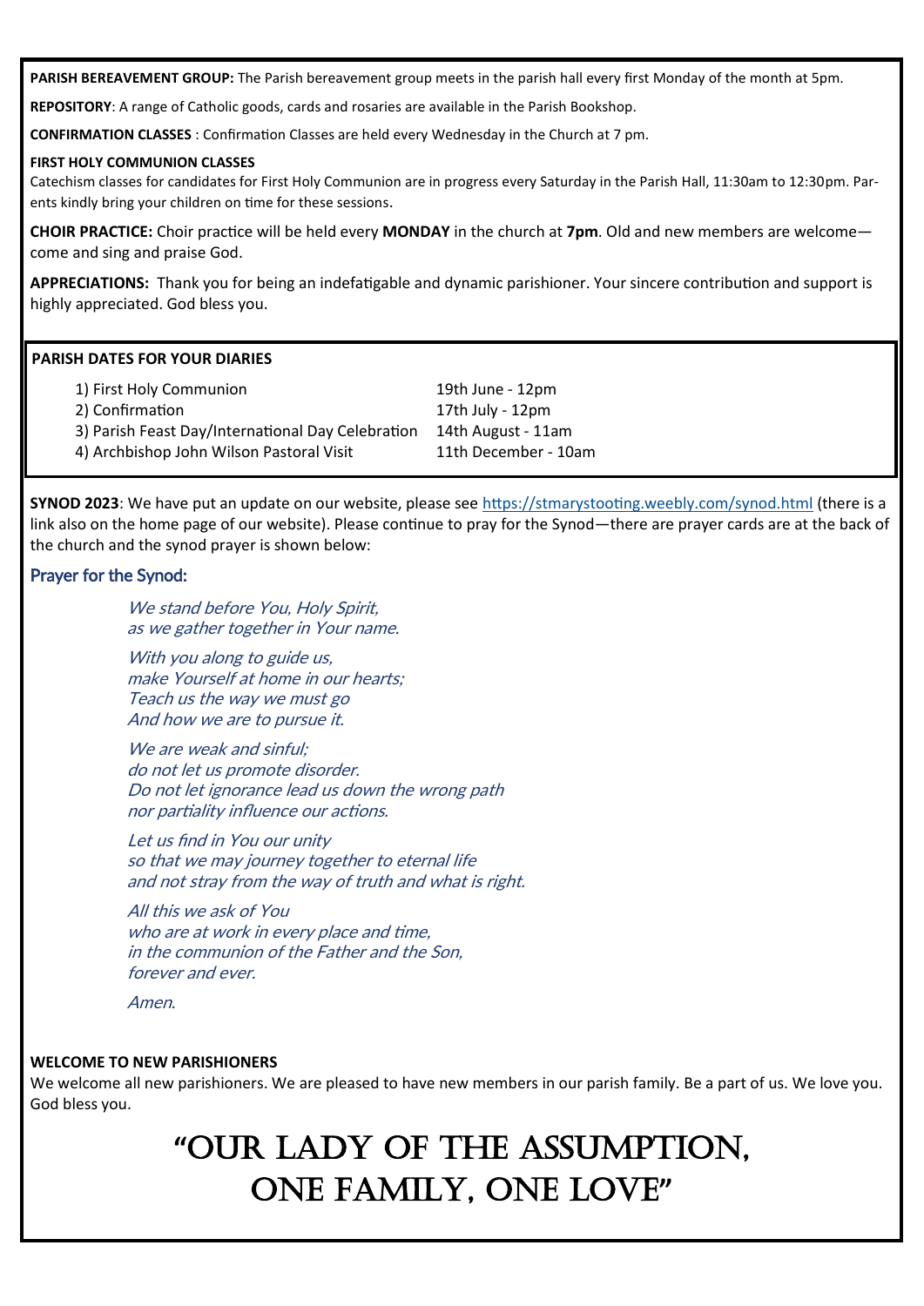**PARISH BEREAVEMENT GROUP:** The Parish bereavement group meets in the parish hall every first Monday of the month at 5pm.

**REPOSITORY**: A range of Catholic goods, cards and rosaries are available in the Parish Bookshop.

**CONFIRMATION CLASSES** : Confirmation Classes are held every Wednesday in the Church at 7 pm.

**FIRST HOLY COMMUNION CLASSES**

Catechism classes for candidates for First Holy Communion are in progress every Saturday in the Parish Hall, 11:30am to 12:30pm. Parents kindly bring your children on time for these sessions.

**CHOIR PRACTICE:** Choir practice will be held every **MONDAY** in the church at **7pm**. Old and new members are welcome—come and sing and praise God.

**APPRECIATIONS:** Thank you for being an indefatigable and dynamic parishioner. Your sincere contribution and support is highly appreciated. God bless you.

**PARISH DATES FOR YOUR DIARIES**

| | |
|---|---|
| 1) First Holy Communion | 19th June - 12pm |
| 2) Confirmation | 17th July - 12pm |
| 3) Parish Feast Day/International Day Celebration | 14th August - 11am |
| 4) Archbishop John Wilson Pastoral Visit | 11th December - 10am |

**SYNOD 2023**: We have put an update on our website, please see https://stmarystooting.weebly.com/synod.html (there is a link also on the home page of our website). Please continue to pray for the Synod—there are prayer cards are at the back of the church and the synod prayer is shown below:

## Prayer for the Synod:

*We stand before You, Holy Spirit,*
*as we gather together in Your name.*

*With you along to guide us,*
*make Yourself at home in our hearts;*
*Teach us the way we must go*
*And how we are to pursue it.*

*We are weak and sinful;*
*do not let us promote disorder.*
*Do not let ignorance lead us down the wrong path*
*nor partiality influence our actions.*

*Let us find in You our unity*
*so that we may journey together to eternal life*
*and not stray from the way of truth and what is right.*

*All this we ask of You*
*who are at work in every place and time,*
*in the communion of the Father and the Son,*
*forever and ever.*

*Amen.*

**WELCOME TO NEW PARISHIONERS**

We welcome all new parishioners. We are pleased to have new members in our parish family. Be a part of us. We love you. God bless you.

# "OUR LADY OF THE ASSUMPTION, ONE FAMILY, ONE LOVE"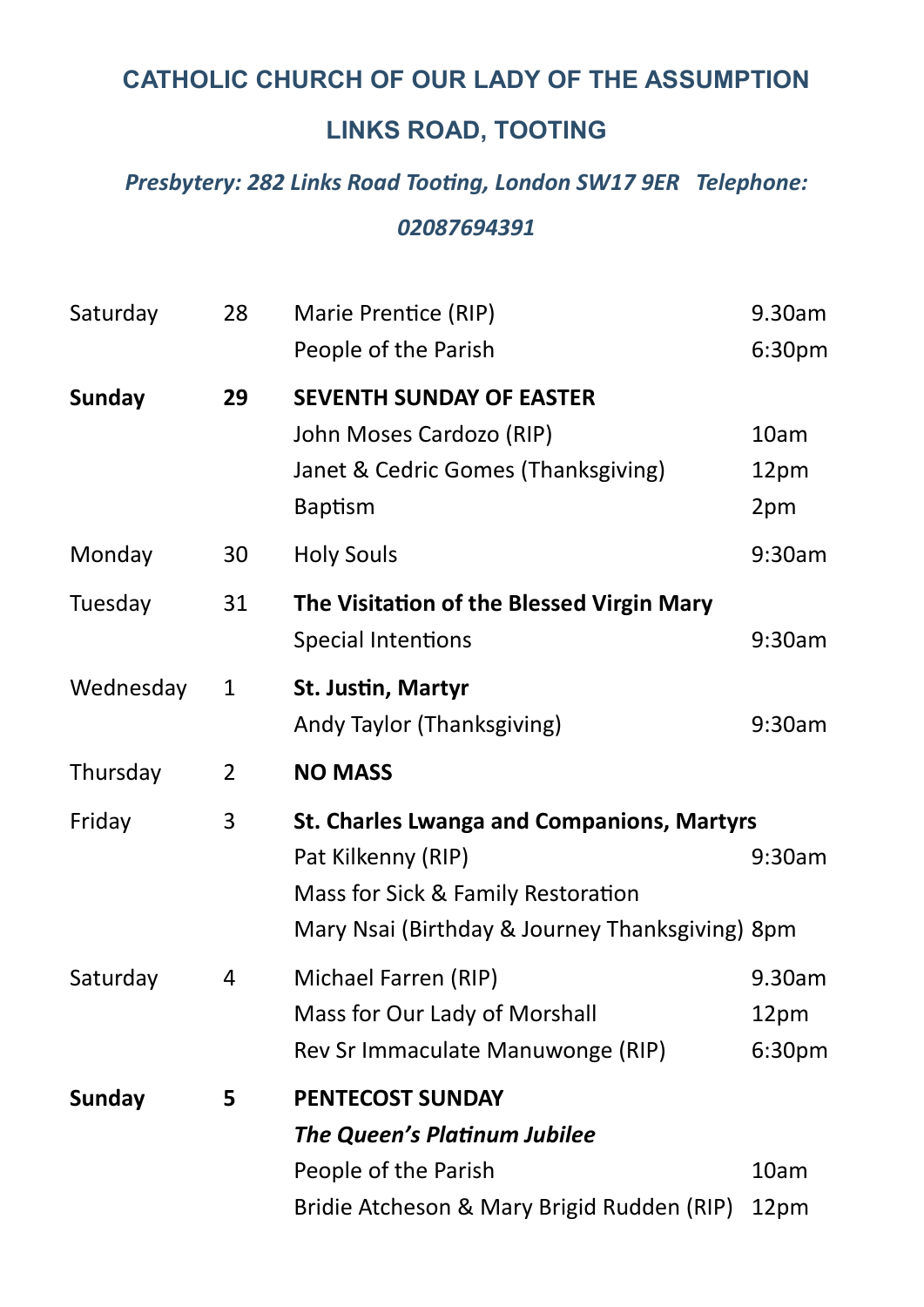## CATHOLIC CHURCH OF OUR LADY OF THE ASSUMPTION

## LINKS ROAD, TOOTING

*Presbytery: 282 Links Road Tooting, London SW17 9ER   Telephone: 02087694391*

| | | | |
|---|---|---|---|
| Saturday | 28 | Marie Prentice (RIP) | 9.30am |
| | | People of the Parish | 6:30pm |
| **Sunday** | **29** | **SEVENTH SUNDAY OF EASTER** | |
| | | John Moses Cardozo (RIP) | 10am |
| | | Janet & Cedric Gomes (Thanksgiving) | 12pm |
| | | Baptism | 2pm |
| Monday | 30 | Holy Souls | 9:30am |
| Tuesday | 31 | **The Visitation of the Blessed Virgin Mary** | |
| | | Special Intentions | 9:30am |
| Wednesday | 1 | **St. Justin, Martyr** | |
| | | Andy Taylor (Thanksgiving) | 9:30am |
| Thursday | 2 | **NO MASS** | |
| Friday | 3 | **St. Charles Lwanga and Companions, Martyrs** | |
| | | Pat Kilkenny (RIP) | 9:30am |
| | | Mass for Sick & Family Restoration | |
| | | Mary Nsai (Birthday & Journey Thanksgiving) | 8pm |
| Saturday | 4 | Michael Farren (RIP) | 9.30am |
| | | Mass for Our Lady of Morshall | 12pm |
| | | Rev Sr Immaculate Manuwonge (RIP) | 6:30pm |
| **Sunday** | **5** | **PENTECOST SUNDAY** | |
| | | ***The Queen's Platinum Jubilee*** | |
| | | People of the Parish | 10am |
| | | Bridie Atcheson & Mary Brigid Rudden (RIP) | 12pm |